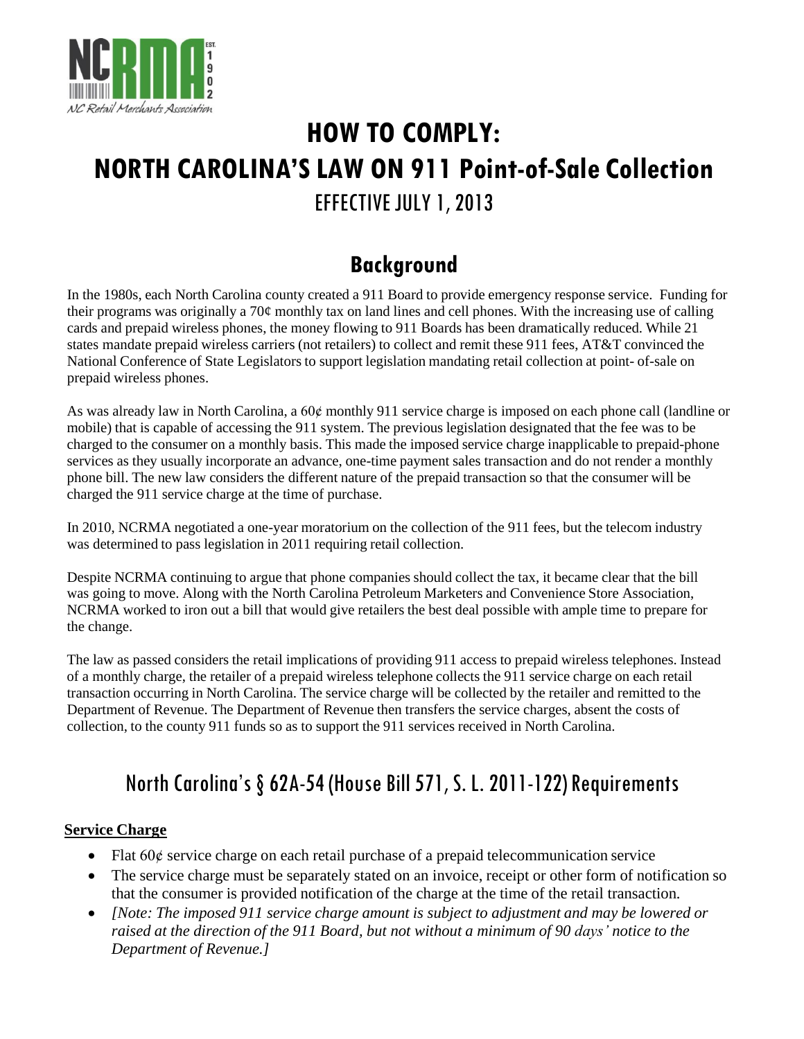# HOW TO COMPLY:
# NORTH CAROLINA'S LAW ON 911 Point-of-Sale Collection

EFFECTIVE JULY 1, 2013

## Background

In the 1980s, each North Carolina county created a 911 Board to provide emergency response service. Funding for their programs was originally a 70¢ monthly tax on land lines and cell phones. With the increasing use of calling cards and prepaid wireless phones, the money flowing to 911 Boards has been dramatically reduced. While 21 states mandate prepaid wireless carriers (not retailers) to collect and remit these 911 fees, AT&T convinced the National Conference of State Legislators to support legislation mandating retail collection at point- of-sale on prepaid wireless phones.

As was already law in North Carolina, a 60¢ monthly 911 service charge is imposed on each phone call (landline or mobile) that is capable of accessing the 911 system. The previous legislation designated that the fee was to be charged to the consumer on a monthly basis. This made the imposed service charge inapplicable to prepaid-phone services as they usually incorporate an advance, one-time payment sales transaction and do not render a monthly phone bill. The new law considers the different nature of the prepaid transaction so that the consumer will be charged the 911 service charge at the time of purchase.

In 2010, NCRMA negotiated a one-year moratorium on the collection of the 911 fees, but the telecom industry was determined to pass legislation in 2011 requiring retail collection.

Despite NCRMA continuing to argue that phone companies should collect the tax, it became clear that the bill was going to move. Along with the North Carolina Petroleum Marketers and Convenience Store Association, NCRMA worked to iron out a bill that would give retailers the best deal possible with ample time to prepare for the change.

The law as passed considers the retail implications of providing 911 access to prepaid wireless telephones. Instead of a monthly charge, the retailer of a prepaid wireless telephone collects the 911 service charge on each retail transaction occurring in North Carolina. The service charge will be collected by the retailer and remitted to the Department of Revenue. The Department of Revenue then transfers the service charges, absent the costs of collection, to the county 911 funds so as to support the 911 services received in North Carolina.

## North Carolina's § 62A-54 (House Bill 571, S. L. 2011-122) Requirements

**Service Charge**

- Flat 60¢ service charge on each retail purchase of a prepaid telecommunication service
- The service charge must be separately stated on an invoice, receipt or other form of notification so that the consumer is provided notification of the charge at the time of the retail transaction.
- *[Note: The imposed 911 service charge amount is subject to adjustment and may be lowered or raised at the direction of the 911 Board, but not without a minimum of 90 days' notice to the Department of Revenue.]*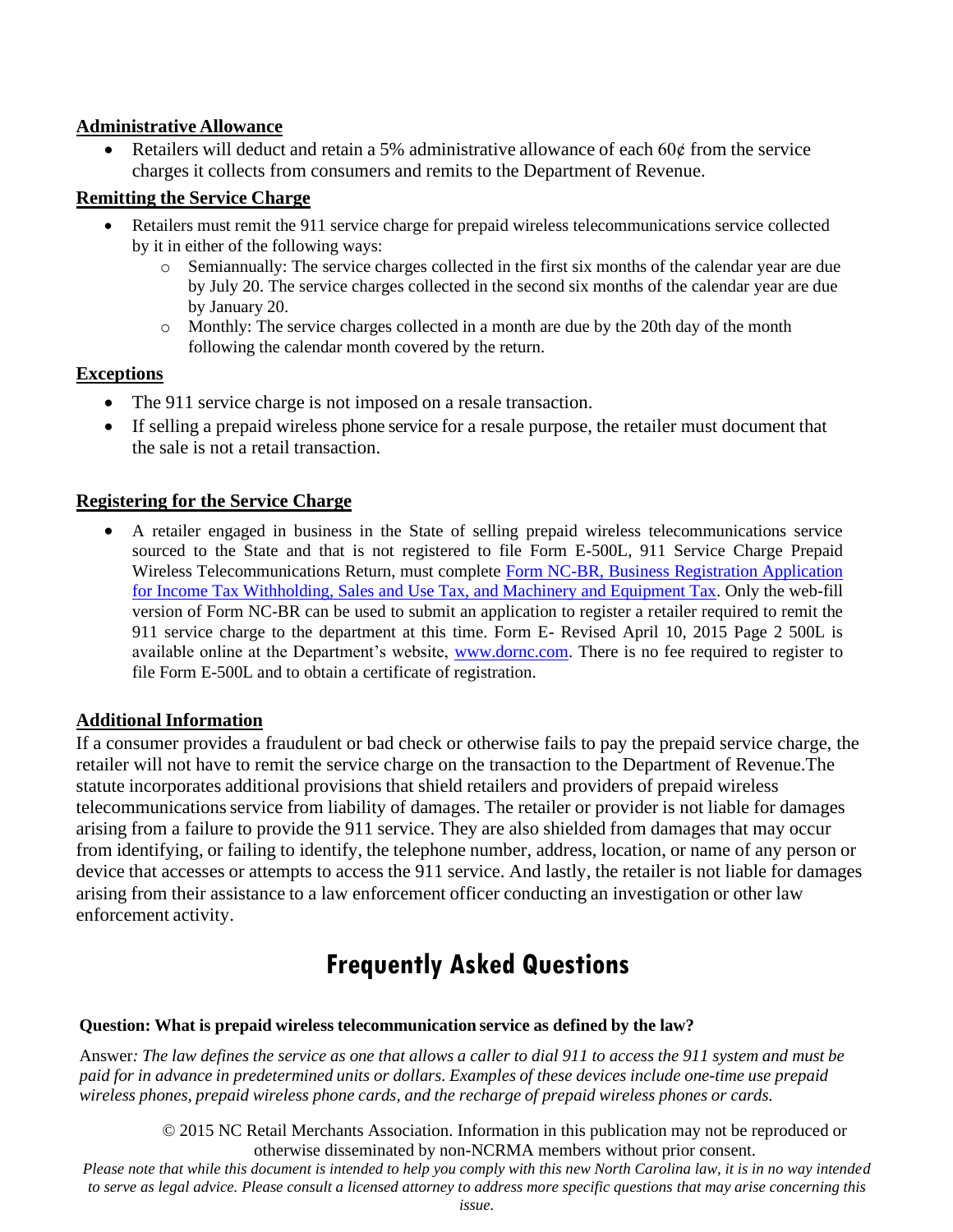**Administrative Allowance**

- Retailers will deduct and retain a 5% administrative allowance of each 60¢ from the service charges it collects from consumers and remits to the Department of Revenue.

**Remitting the Service Charge**

- Retailers must remit the 911 service charge for prepaid wireless telecommunications service collected by it in either of the following ways:
  - Semiannually: The service charges collected in the first six months of the calendar year are due by July 20. The service charges collected in the second six months of the calendar year are due by January 20.
  - Monthly: The service charges collected in a month are due by the 20th day of the month following the calendar month covered by the return.

**Exceptions**

- The 911 service charge is not imposed on a resale transaction.
- If selling a prepaid wireless phone service for a resale purpose, the retailer must document that the sale is not a retail transaction.

**Registering for the Service Charge**

- A retailer engaged in business in the State of selling prepaid wireless telecommunications service sourced to the State and that is not registered to file Form E-500L, 911 Service Charge Prepaid Wireless Telecommunications Return, must complete Form NC-BR, Business Registration Application for Income Tax Withholding, Sales and Use Tax, and Machinery and Equipment Tax. Only the web-fill version of Form NC-BR can be used to submit an application to register a retailer required to remit the 911 service charge to the department at this time. Form E- Revised April 10, 2015 Page 2 500L is available online at the Department's website, www.dornc.com. There is no fee required to register to file Form E-500L and to obtain a certificate of registration.

**Additional Information**

If a consumer provides a fraudulent or bad check or otherwise fails to pay the prepaid service charge, the retailer will not have to remit the service charge on the transaction to the Department of Revenue.The statute incorporates additional provisions that shield retailers and providers of prepaid wireless telecommunications service from liability of damages. The retailer or provider is not liable for damages arising from a failure to provide the 911 service. They are also shielded from damages that may occur from identifying, or failing to identify, the telephone number, address, location, or name of any person or device that accesses or attempts to access the 911 service. And lastly, the retailer is not liable for damages arising from their assistance to a law enforcement officer conducting an investigation or other law enforcement activity.

# Frequently Asked Questions

**Question: What is prepaid wireless telecommunication service as defined by the law?**

Answer*: The law defines the service as one that allows a caller to dial 911 to access the 911 system and must be paid for in advance in predetermined units or dollars. Examples of these devices include one-time use prepaid wireless phones, prepaid wireless phone cards, and the recharge of prepaid wireless phones or cards.*

© 2015 NC Retail Merchants Association. Information in this publication may not be reproduced or otherwise disseminated by non-NCRMA members without prior consent.

*Please note that while this document is intended to help you comply with this new North Carolina law, it is in no way intended to serve as legal advice. Please consult a licensed attorney to address more specific questions that may arise concerning this issue.*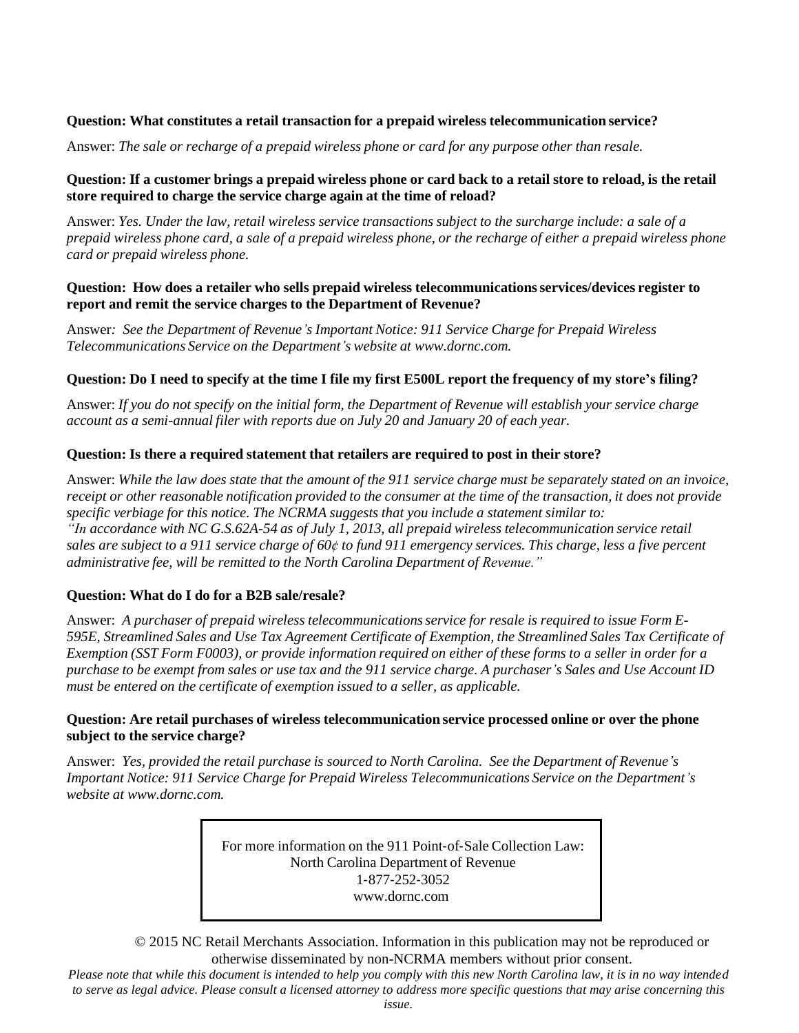**Question: What constitutes a retail transaction for a prepaid wireless telecommunication service?**

Answer: *The sale or recharge of a prepaid wireless phone or card for any purpose other than resale.*

**Question: If a customer brings a prepaid wireless phone or card back to a retail store to reload, is the retail store required to charge the service charge again at the time of reload?**

Answer: *Yes. Under the law, retail wireless service transactions subject to the surcharge include: a sale of a prepaid wireless phone card, a sale of a prepaid wireless phone, or the recharge of either a prepaid wireless phone card or prepaid wireless phone.*

**Question: How does a retailer who sells prepaid wireless telecommunications services/devices register to report and remit the service charges to the Department of Revenue?**

Answer*: See the Department of Revenue's Important Notice: 911 Service Charge for Prepaid Wireless Telecommunications Service on the Department's website at www.dornc.com.*

**Question: Do I need to specify at the time I file my first E500L report the frequency of my store's filing?**

Answer: *If you do not specify on the initial form, the Department of Revenue will establish your service charge account as a semi-annual filer with reports due on July 20 and January 20 of each year.*

**Question: Is there a required statement that retailers are required to post in their store?**

Answer: *While the law does state that the amount of the 911 service charge must be separately stated on an invoice, receipt or other reasonable notification provided to the consumer at the time of the transaction, it does not provide specific verbiage for this notice. The NCRMA suggests that you include a statement similar to:*
*"In accordance with NC G.S.62A-54 as of July 1, 2013, all prepaid wireless telecommunication service retail sales are subject to a 911 service charge of 60¢ to fund 911 emergency services. This charge, less a five percent administrative fee, will be remitted to the North Carolina Department of Revenue."*

**Question: What do I do for a B2B sale/resale?**

Answer: *A purchaser of prepaid wireless telecommunications service for resale is required to issue Form E-595E, Streamlined Sales and Use Tax Agreement Certificate of Exemption, the Streamlined Sales Tax Certificate of Exemption (SST Form F0003), or provide information required on either of these forms to a seller in order for a purchase to be exempt from sales or use tax and the 911 service charge. A purchaser's Sales and Use Account ID must be entered on the certificate of exemption issued to a seller, as applicable.*

**Question: Are retail purchases of wireless telecommunication service processed online or over the phone subject to the service charge?**

Answer: *Yes, provided the retail purchase is sourced to North Carolina. See the Department of Revenue's Important Notice: 911 Service Charge for Prepaid Wireless Telecommunications Service on the Department's website at www.dornc.com.*

For more information on the 911 Point-of-Sale Collection Law:
North Carolina Department of Revenue
1-877-252-3052
www.dornc.com

© 2015 NC Retail Merchants Association. Information in this publication may not be reproduced or otherwise disseminated by non-NCRMA members without prior consent.

*Please note that while this document is intended to help you comply with this new North Carolina law, it is in no way intended to serve as legal advice. Please consult a licensed attorney to address more specific questions that may arise concerning this issue.*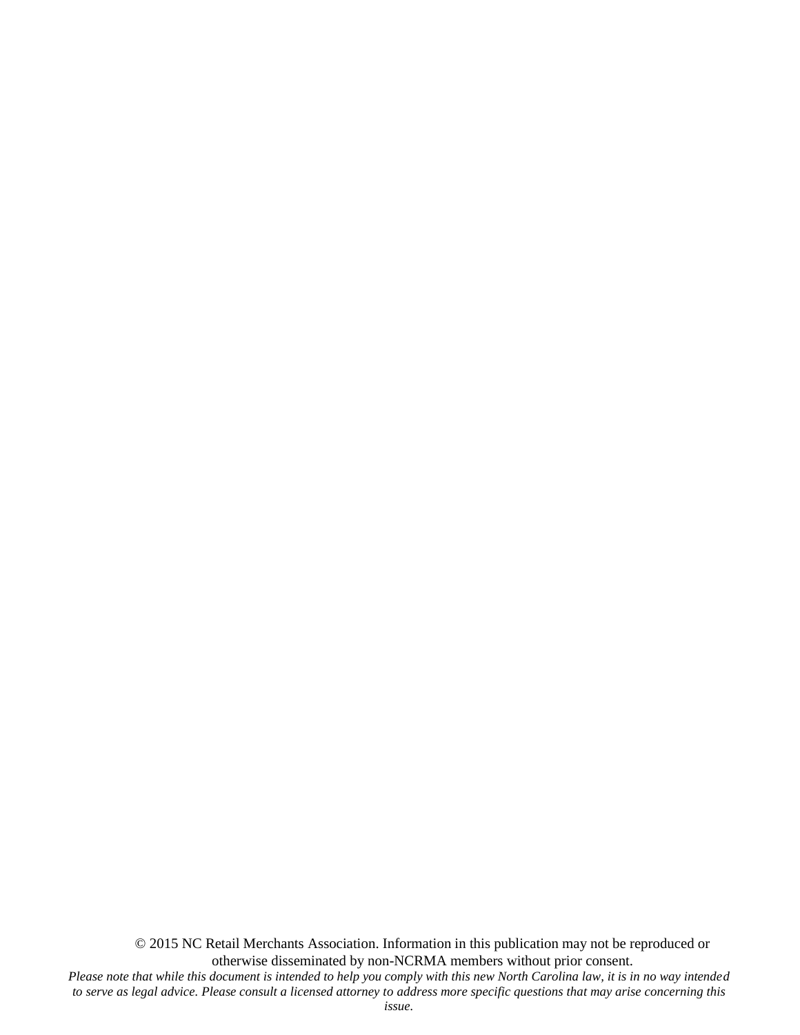© 2015 NC Retail Merchants Association. Information in this publication may not be reproduced or otherwise disseminated by non-NCRMA members without prior consent.

*Please note that while this document is intended to help you comply with this new North Carolina law, it is in no way intended to serve as legal advice. Please consult a licensed attorney to address more specific questions that may arise concerning this issue.*